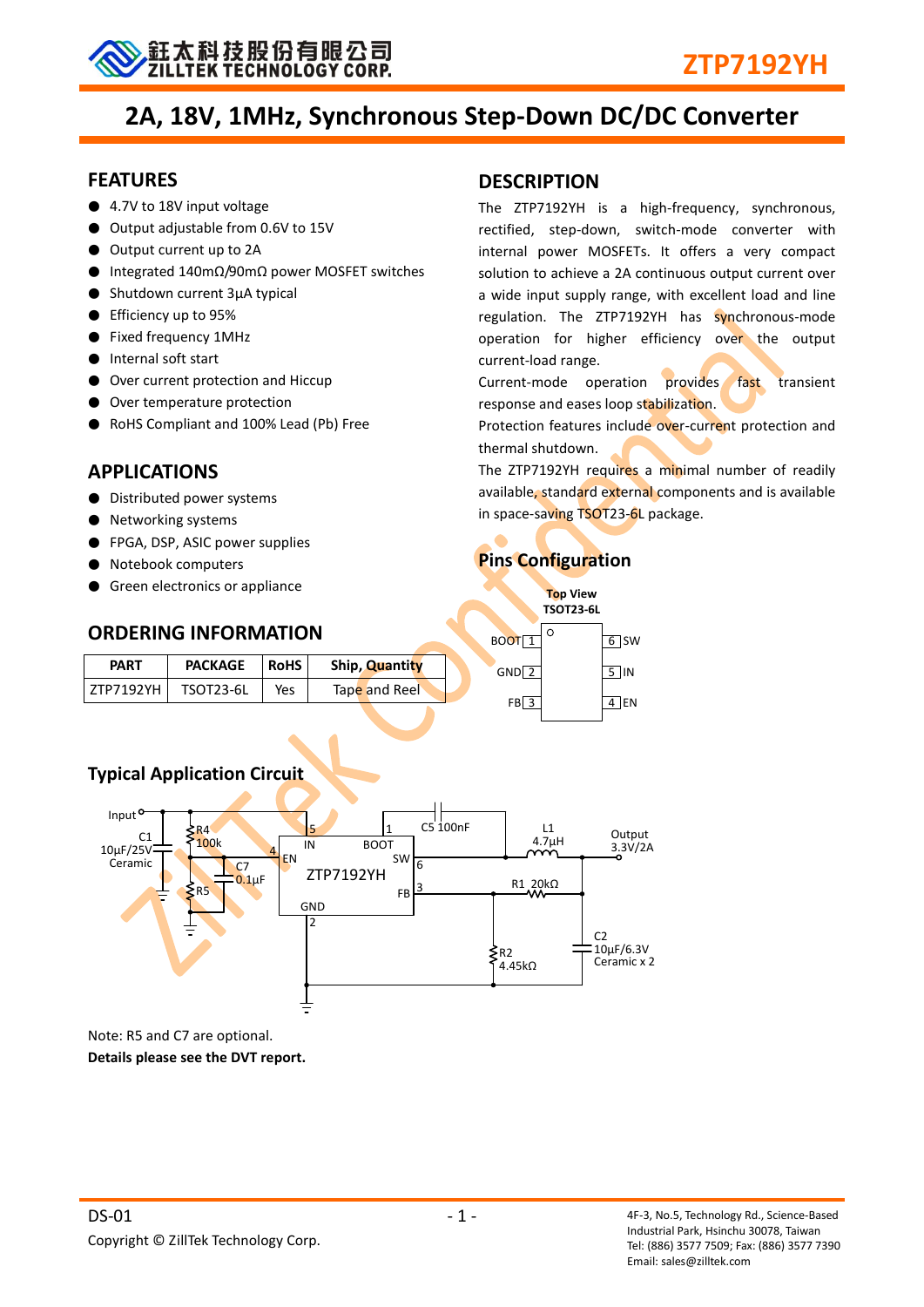# ZTP7192YH

## 2A, 18V, 1MHz, Synchronous Step-Down DC/DC Converter

## FEATURES

- 4.7V to 18V input voltage
- Output adjustable from 0.6V to 15V
- Output current up to 2A
- Integrated 140mΩ/90mΩ power MOSFET switches
- Shutdown current 3μA typical
- Efficiency up to 95%
- Fixed frequency 1MHz
- Internal soft start
- Over current protection and Hiccup
- Over temperature protection
- RoHS Compliant and 100% Lead (Pb) Free

## APPLICATIONS

- Distributed power systems
- Networking systems
- FPGA, DSP, ASIC power supplies
- Notebook computers
- Green electronics or appliance

## ORDERING INFORMATION

| PART | PACKAGE | RoHS | Ship, Quantity |
|---|---|---|---|
| ZTP7192YH | TSOT23-6L | Yes | Tape and Reel |

## DESCRIPTION

The ZTP7192YH is a high-frequency, synchronous, rectified, step-down, switch-mode converter with internal power MOSFETs. It offers a very compact solution to achieve a 2A continuous output current over a wide input supply range, with excellent load and line regulation. The ZTP7192YH has synchronous-mode operation for higher efficiency over the output current-load range.

Current-mode operation provides fast transient response and eases loop stabilization.

Protection features include over-current protection and thermal shutdown.

The ZTP7192YH requires a minimal number of readily available, standard external components and is available in space-saving TSOT23-6L package.

## Pins Configuration

**Top View**
**TSOT23-6L**

| Pin | Name | Pin | Name |
|---|---|---|---|
| 1 | BOOT | 6 | SW |
| 2 | GND | 5 | IN |
| 3 | FB | 4 | EN |

## Typical Application Circuit

Input; C1 10μF/25V Ceramic; R4 100k; R5; C7 0.1μF; ZTP7192YH (5 IN, 4 EN, 1 BOOT, 6 SW, 3 FB, 2 GND); C5 100nF; L1 4.7μH; Output 3.3V/2A; R1 20kΩ; R2 4.45kΩ; C2 10μF/6.3V Ceramic x 2

Note: R5 and C7 are optional.

**Details please see the DVT report.**

DS-01

Copyright © ZillTek Technology Corp.

4F-3, No.5, Technology Rd., Science-Based Industrial Park, Hsinchu 30078, Taiwan
Tel: (886) 3577 7509; Fax: (886) 3577 7390
Email: sales@zilltek.com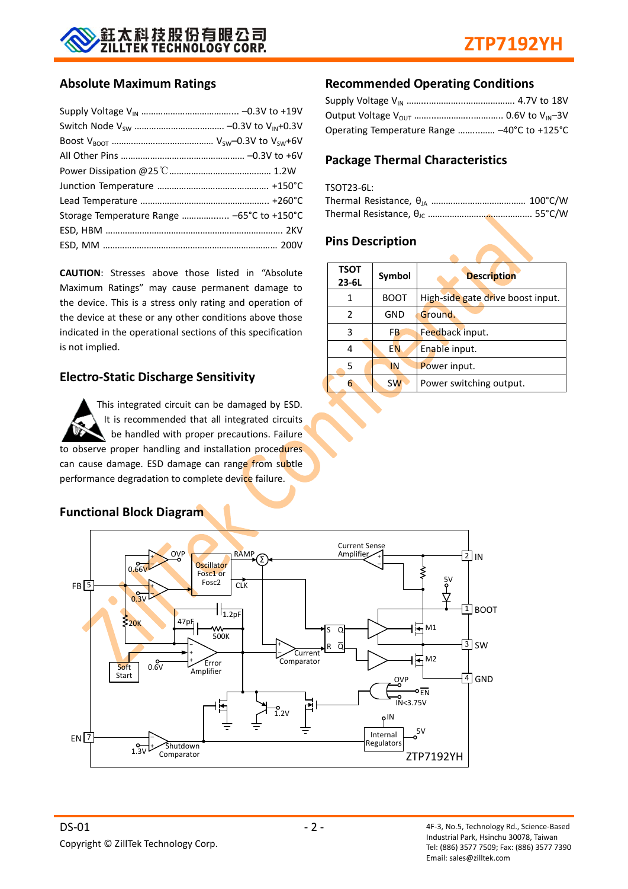## Absolute Maximum Ratings

Supply Voltage $V_{IN}$ ........................................ –0.3V to +19V
Switch Node $V_{SW}$ .................................... –0.3V to $V_{IN}$+0.3V
Boost $V_{BOOT}$ ......................................... $V_{SW}$–0.3V to $V_{SW}$+6V
All Other Pins ................................................... –0.3V to +6V
Power Dissipation @25℃.......................................... 1.2W
Junction Temperature ............................................. +150°C
Lead Temperature .................................................... +260°C
Storage Temperature Range .................. –65°C to +150°C
ESD, HBM ........................................................................ 2KV
ESD, MM ....................................................................... 200V

**CAUTION**: Stresses above those listed in "Absolute Maximum Ratings" may cause permanent damage to the device. This is a stress only rating and operation of the device at these or any other conditions above those indicated in the operational sections of this specification is not implied.

## Electro-Static Discharge Sensitivity

This integrated circuit can be damaged by ESD. It is recommended that all integrated circuits be handled with proper precautions. Failure to observe proper handling and installation procedures can cause damage. ESD damage can range from subtle performance degradation to complete device failure.

## Recommended Operating Conditions

Supply Voltage $V_{IN}$ .............................................. 4.7V to 18V
Output Voltage $V_{OUT}$ .................................... 0.6V to $V_{IN}$–3V
Operating Temperature Range ............... –40°C to +125°C

## Package Thermal Characteristics

TSOT23-6L:
Thermal Resistance, $\theta_{JA}$ ...................................... 100°C/W
Thermal Resistance, $\theta_{JC}$ .......................................... 55°C/W

## Pins Description

| TSOT 23-6L | Symbol | Description |
|---|---|---|
| 1 | BOOT | High-side gate drive boost input. |
| 2 | GND | Ground. |
| 3 | FB | Feedback input. |
| 4 | EN | Enable input. |
| 5 | IN | Power input. |
| 6 | SW | Power switching output. |

## Functional Block Diagram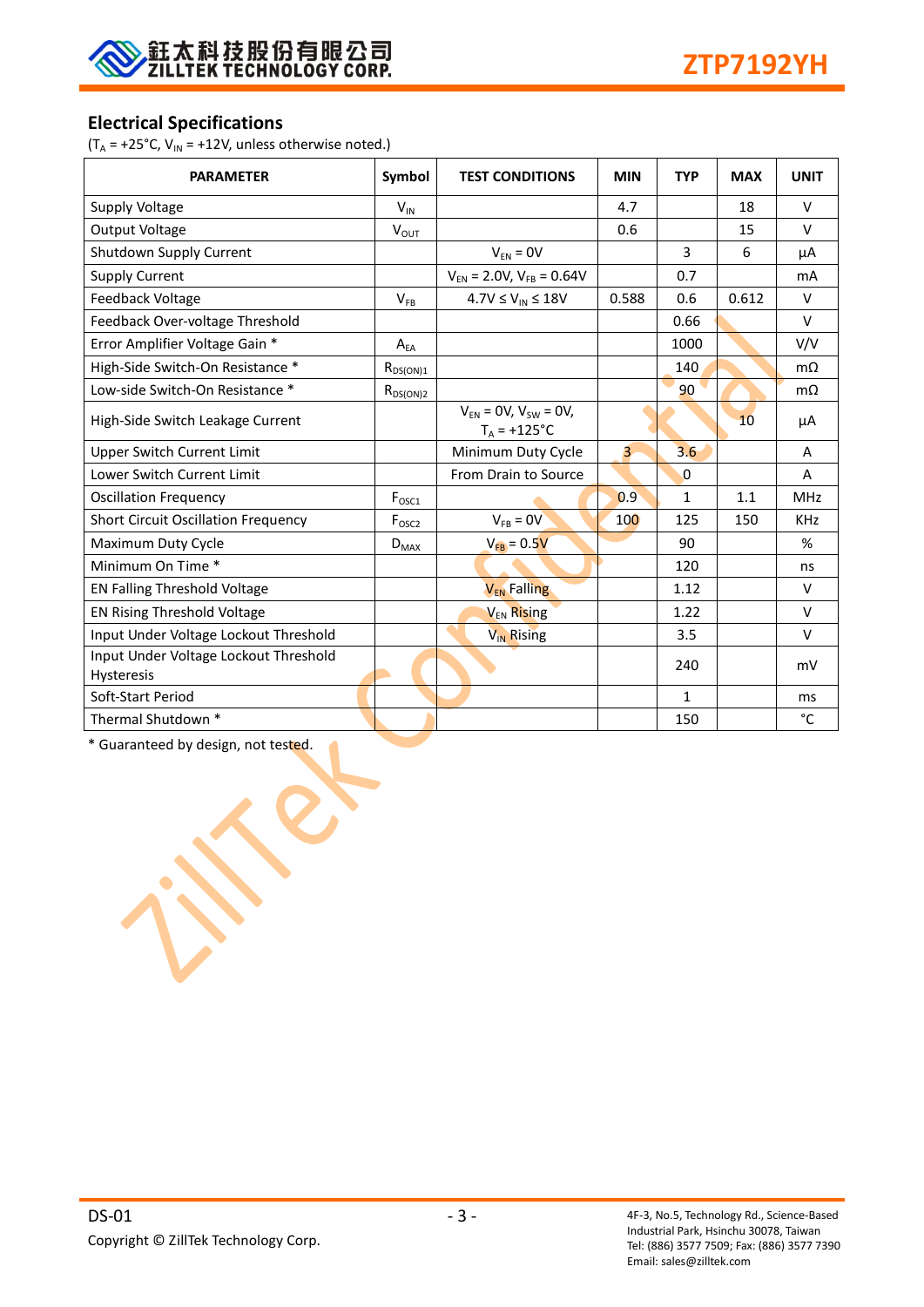## Electrical Specifications

($T_A$ = +25°C, $V_{IN}$ = +12V, unless otherwise noted.)

| PARAMETER | Symbol | TEST CONDITIONS | MIN | TYP | MAX | UNIT |
|---|---|---|---|---|---|---|
| Supply Voltage | $V_{IN}$ | | 4.7 | | 18 | V |
| Output Voltage | $V_{OUT}$ | | 0.6 | | 15 | V |
| Shutdown Supply Current | | $V_{EN}$ = 0V | | 3 | 6 | µA |
| Supply Current | | $V_{EN}$ = 2.0V, $V_{FB}$ = 0.64V | | 0.7 | | mA |
| Feedback Voltage | $V_{FB}$ | 4.7V ≤ $V_{IN}$ ≤ 18V | 0.588 | 0.6 | 0.612 | V |
| Feedback Over-voltage Threshold | | | | 0.66 | | V |
| Error Amplifier Voltage Gain * | $A_{EA}$ | | | 1000 | | V/V |
| High-Side Switch-On Resistance * | $R_{DS(ON)1}$ | | | 140 | | mΩ |
| Low-side Switch-On Resistance * | $R_{DS(ON)2}$ | | | 90 | | mΩ |
| High-Side Switch Leakage Current | | $V_{EN}$ = 0V, $V_{SW}$ = 0V, $T_A$ = +125°C | | | 10 | µA |
| Upper Switch Current Limit | | Minimum Duty Cycle | 3 | 3.6 | | A |
| Lower Switch Current Limit | | From Drain to Source | | 0 | | A |
| Oscillation Frequency | $F_{OSC1}$ | | 0.9 | 1 | 1.1 | MHz |
| Short Circuit Oscillation Frequency | $F_{OSC2}$ | $V_{FB}$ = 0V | 100 | 125 | 150 | KHz |
| Maximum Duty Cycle | $D_{MAX}$ | $V_{FB}$ = 0.5V | | 90 | | % |
| Minimum On Time * | | | | 120 | | ns |
| EN Falling Threshold Voltage | | $V_{EN}$ Falling | | 1.12 | | V |
| EN Rising Threshold Voltage | | $V_{EN}$ Rising | | 1.22 | | V |
| Input Under Voltage Lockout Threshold | | $V_{IN}$ Rising | | 3.5 | | V |
| Input Under Voltage Lockout Threshold Hysteresis | | | | 240 | | mV |
| Soft-Start Period | | | | 1 | | ms |
| Thermal Shutdown * | | | | 150 | | °C |

* Guaranteed by design, not tested.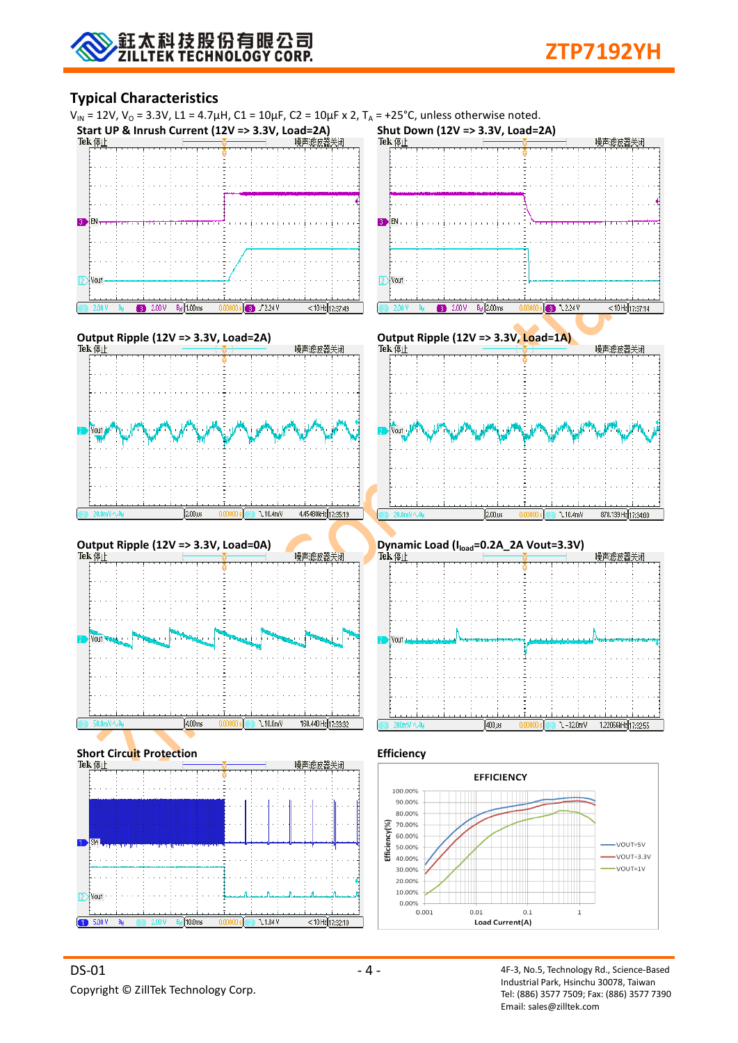## Typical Characteristics

$V_{IN}$ = 12V, $V_O$ = 3.3V, L1 = 4.7µH, C1 = 10µF, C2 = 10µF x 2, $T_A$ = +25°C, unless otherwise noted.

**Start UP & Inrush Current (12V => 3.3V, Load=2A)**

**Shut Down (12V => 3.3V, Load=2A)**

**Output Ripple (12V => 3.3V, Load=2A)**

**Output Ripple (12V => 3.3V, Load=1A)**

**Output Ripple (12V => 3.3V, Load=0A)**

**Dynamic Load ($I_{load}$=0.2A_2A Vout=3.3V)**

**Short Circuit Protection**

**Efficiency**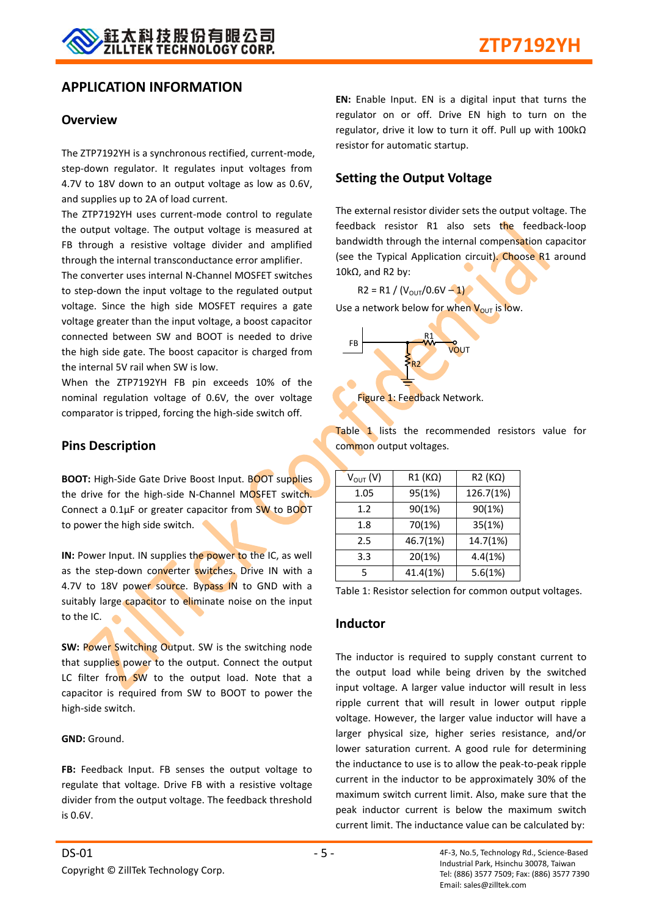## APPLICATION INFORMATION

### Overview

The ZTP7192YH is a synchronous rectified, current-mode, step-down regulator. It regulates input voltages from 4.7V to 18V down to an output voltage as low as 0.6V, and supplies up to 2A of load current.

The ZTP7192YH uses current-mode control to regulate the output voltage. The output voltage is measured at FB through a resistive voltage divider and amplified through the internal transconductance error amplifier.

The converter uses internal N-Channel MOSFET switches to step-down the input voltage to the regulated output voltage. Since the high side MOSFET requires a gate voltage greater than the input voltage, a boost capacitor connected between SW and BOOT is needed to drive the high side gate. The boost capacitor is charged from the internal 5V rail when SW is low.

When the ZTP7192YH FB pin exceeds 10% of the nominal regulation voltage of 0.6V, the over voltage comparator is tripped, forcing the high-side switch off.

### Pins Description

**BOOT:** High-Side Gate Drive Boost Input. BOOT supplies the drive for the high-side N-Channel MOSFET switch. Connect a 0.1µF or greater capacitor from SW to BOOT to power the high side switch.

**IN:** Power Input. IN supplies the power to the IC, as well as the step-down converter switches. Drive IN with a 4.7V to 18V power source. Bypass IN to GND with a suitably large capacitor to eliminate noise on the input to the IC.

**SW:** Power Switching Output. SW is the switching node that supplies power to the output. Connect the output LC filter from SW to the output load. Note that a capacitor is required from SW to BOOT to power the high-side switch.

**GND:** Ground.

**FB:** Feedback Input. FB senses the output voltage to regulate that voltage. Drive FB with a resistive voltage divider from the output voltage. The feedback threshold is 0.6V.

**EN:** Enable Input. EN is a digital input that turns the regulator on or off. Drive EN high to turn on the regulator, drive it low to turn it off. Pull up with 100kΩ resistor for automatic startup.

### Setting the Output Voltage

The external resistor divider sets the output voltage. The feedback resistor R1 also sets the feedback-loop bandwidth through the internal compensation capacitor (see the Typical Application circuit). Choose R1 around 10kΩ, and R2 by:

$$R2 = R1 / (V_{OUT}/0.6V - 1)$$

Use a network below for when $V_{OUT}$ is low.

FB R1 VOUT R2

Figure 1: Feedback Network.

Table 1 lists the recommended resistors value for common output voltages.

| $V_{OUT}$ (V) | R1 (KΩ) | R2 (KΩ) |
|---|---|---|
| 1.05 | 95(1%) | 126.7(1%) |
| 1.2 | 90(1%) | 90(1%) |
| 1.8 | 70(1%) | 35(1%) |
| 2.5 | 46.7(1%) | 14.7(1%) |
| 3.3 | 20(1%) | 4.4(1%) |
| 5 | 41.4(1%) | 5.6(1%) |

Table 1: Resistor selection for common output voltages.

### Inductor

The inductor is required to supply constant current to the output load while being driven by the switched input voltage. A larger value inductor will result in less ripple current that will result in lower output ripple voltage. However, the larger value inductor will have a larger physical size, higher series resistance, and/or lower saturation current. A good rule for determining the inductance to use is to allow the peak-to-peak ripple current in the inductor to be approximately 30% of the maximum switch current limit. Also, make sure that the peak inductor current is below the maximum switch current limit. The inductance value can be calculated by: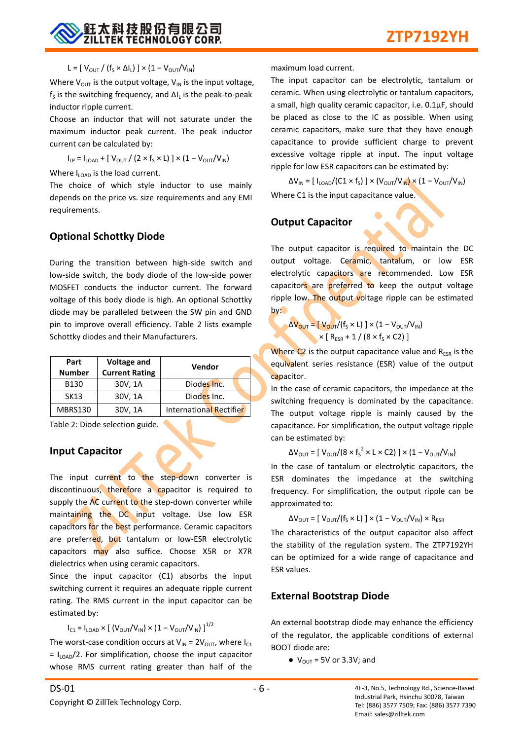$$L = [\, V_{OUT} / (f_S \times \Delta I_L) \,] \times (1 - V_{OUT}/V_{IN})$$

Where $V_{OUT}$ is the output voltage, $V_{IN}$ is the input voltage, $f_S$ is the switching frequency, and $\Delta I_L$ is the peak-to-peak inductor ripple current.

Choose an inductor that will not saturate under the maximum inductor peak current. The peak inductor current can be calculated by:

$$I_{LP} = I_{LOAD} + [\, V_{OUT} / (2 \times f_S \times L) \,] \times (1 - V_{OUT}/V_{IN})$$

Where $I_{LOAD}$ is the load current.

The choice of which style inductor to use mainly depends on the price vs. size requirements and any EMI requirements.

## Optional Schottky Diode

During the transition between high-side switch and low-side switch, the body diode of the low-side power MOSFET conducts the inductor current. The forward voltage of this body diode is high. An optional Schottky diode may be paralleled between the SW pin and GND pin to improve overall efficiency. Table 2 lists example Schottky diodes and their Manufacturers.

| Part Number | Voltage and Current Rating | Vendor |
|---|---|---|
| B130 | 30V, 1A | Diodes Inc. |
| SK13 | 30V, 1A | Diodes Inc. |
| MBRS130 | 30V, 1A | International Rectifier |

Table 2: Diode selection guide.

## Input Capacitor

The input current to the step-down converter is discontinuous, therefore a capacitor is required to supply the AC current to the step-down converter while maintaining the DC input voltage. Use low ESR capacitors for the best performance. Ceramic capacitors are preferred, but tantalum or low-ESR electrolytic capacitors may also suffice. Choose X5R or X7R dielectrics when using ceramic capacitors.

Since the input capacitor (C1) absorbs the input switching current it requires an adequate ripple current rating. The RMS current in the input capacitor can be estimated by:

$$I_{C1} = I_{LOAD} \times [\, (V_{OUT}/V_{IN}) \times (1 - V_{OUT}/V_{IN}) \,]^{1/2}$$

The worst-case condition occurs at $V_{IN} = 2V_{OUT}$, where $I_{C1} = I_{LOAD}/2$. For simplification, choose the input capacitor whose RMS current rating greater than half of the maximum load current.

The input capacitor can be electrolytic, tantalum or ceramic. When using electrolytic or tantalum capacitors, a small, high quality ceramic capacitor, i.e. 0.1μF, should be placed as close to the IC as possible. When using ceramic capacitors, make sure that they have enough capacitance to provide sufficient charge to prevent excessive voltage ripple at input. The input voltage ripple for low ESR capacitors can be estimated by:

$$\Delta V_{IN} = [\, I_{LOAD}/(C1 \times f_S) \,] \times (V_{OUT}/V_{IN}) \times (1 - V_{OUT}/V_{IN})$$

Where C1 is the input capacitance value.

## Output Capacitor

The output capacitor is required to maintain the DC output voltage. Ceramic, tantalum, or low ESR electrolytic capacitors are recommended. Low ESR capacitors are preferred to keep the output voltage ripple low. The output voltage ripple can be estimated by:

$$\Delta V_{OUT} = [\, V_{OUT}/(f_S \times L) \,] \times (1 - V_{OUT}/V_{IN}) \times [\, R_{ESR} + 1 / (8 \times f_S \times C2) \,]$$

Where C2 is the output capacitance value and $R_{ESR}$ is the equivalent series resistance (ESR) value of the output capacitor.

In the case of ceramic capacitors, the impedance at the switching frequency is dominated by the capacitance. The output voltage ripple is mainly caused by the capacitance. For simplification, the output voltage ripple can be estimated by:

$$\Delta V_{OUT} = [\, V_{OUT}/(8 \times f_S^2 \times L \times C2) \,] \times (1 - V_{OUT}/V_{IN})$$

In the case of tantalum or electrolytic capacitors, the ESR dominates the impedance at the switching frequency. For simplification, the output ripple can be approximated to:

$$\Delta V_{OUT} = [\, V_{OUT}/(f_S \times L) \,] \times (1 - V_{OUT}/V_{IN}) \times R_{ESR}$$

The characteristics of the output capacitor also affect the stability of the regulation system. The ZTP7192YH can be optimized for a wide range of capacitance and ESR values.

## External Bootstrap Diode

An external bootstrap diode may enhance the efficiency of the regulator, the applicable conditions of external BOOT diode are:

- $V_{OUT}$ = 5V or 3.3V; and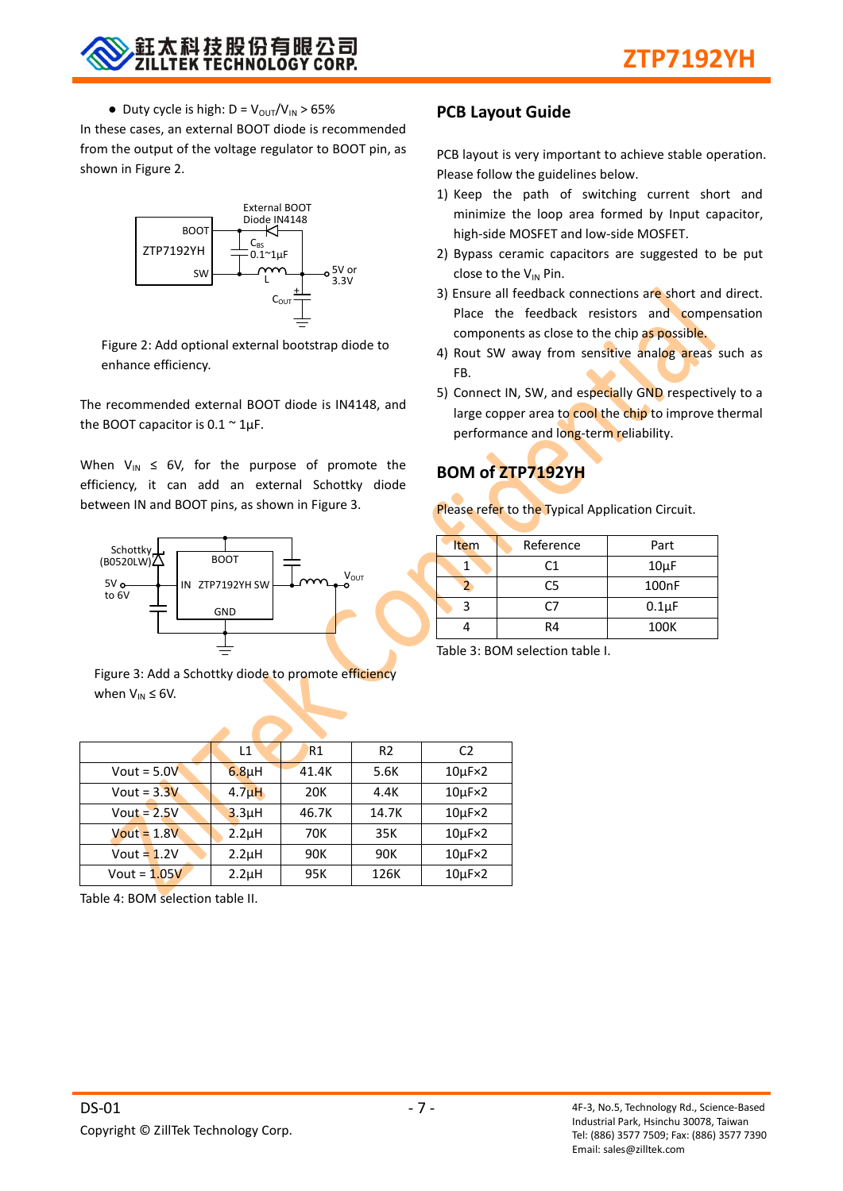- Duty cycle is high: $D = V_{OUT}/V_{IN} > 65\%$

In these cases, an external BOOT diode is recommended from the output of the voltage regulator to BOOT pin, as shown in Figure 2.

Figure 2: Add optional external bootstrap diode to enhance efficiency.

The recommended external BOOT diode is IN4148, and the BOOT capacitor is 0.1 ~ 1µF.

When $V_{IN} \le 6V$, for the purpose of promote the efficiency, it can add an external Schottky diode between IN and BOOT pins, as shown in Figure 3.

Figure 3: Add a Schottky diode to promote efficiency when $V_{IN} \le 6V$.

| | L1 | R1 | R2 | C2 |
|---|---|---|---|---|
| Vout = 5.0V | 6.8µH | 41.4K | 5.6K | 10µF×2 |
| Vout = 3.3V | 4.7µH | 20K | 4.4K | 10µF×2 |
| Vout = 2.5V | 3.3µH | 46.7K | 14.7K | 10µF×2 |
| Vout = 1.8V | 2.2µH | 70K | 35K | 10µF×2 |
| Vout = 1.2V | 2.2µH | 90K | 90K | 10µF×2 |
| Vout = 1.05V | 2.2µH | 95K | 126K | 10µF×2 |

Table 4: BOM selection table II.

## PCB Layout Guide

PCB layout is very important to achieve stable operation. Please follow the guidelines below.

1) Keep the path of switching current short and minimize the loop area formed by Input capacitor, high-side MOSFET and low-side MOSFET.
2) Bypass ceramic capacitors are suggested to be put close to the $V_{IN}$ Pin.
3) Ensure all feedback connections are short and direct. Place the feedback resistors and compensation components as close to the chip as possible.
4) Rout SW away from sensitive analog areas such as FB.
5) Connect IN, SW, and especially GND respectively to a large copper area to cool the chip to improve thermal performance and long-term reliability.

## BOM of ZTP7192YH

Please refer to the Typical Application Circuit.

| Item | Reference | Part |
|---|---|---|
| 1 | C1 | 10µF |
| 2 | C5 | 100nF |
| 3 | C7 | 0.1µF |
| 4 | R4 | 100K |

Table 3: BOM selection table I.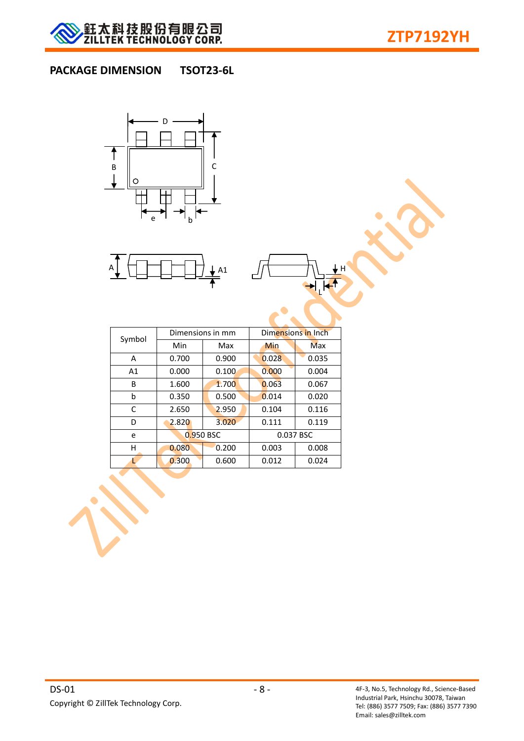## PACKAGE DIMENSION    TSOT23-6L

D
B
C
e
b
A
A1
H
L

| Symbol | Dimensions in mm | | Dimensions in Inch | |
|---|---|---|---|---|
| | Min | Max | Min | Max |
| A | 0.700 | 0.900 | 0.028 | 0.035 |
| A1 | 0.000 | 0.100 | 0.000 | 0.004 |
| B | 1.600 | 1.700 | 0.063 | 0.067 |
| b | 0.350 | 0.500 | 0.014 | 0.020 |
| C | 2.650 | 2.950 | 0.104 | 0.116 |
| D | 2.820 | 3.020 | 0.111 | 0.119 |
| e | 0.950 BSC | | 0.037 BSC | |
| H | 0.080 | 0.200 | 0.003 | 0.008 |
| L | 0.300 | 0.600 | 0.012 | 0.024 |

DS-01
Copyright © ZillTek Technology Corp.

4F-3, No.5, Technology Rd., Science-Based Industrial Park, Hsinchu 30078, Taiwan
Tel: (886) 3577 7509; Fax: (886) 3577 7390
Email: sales@zilltek.com